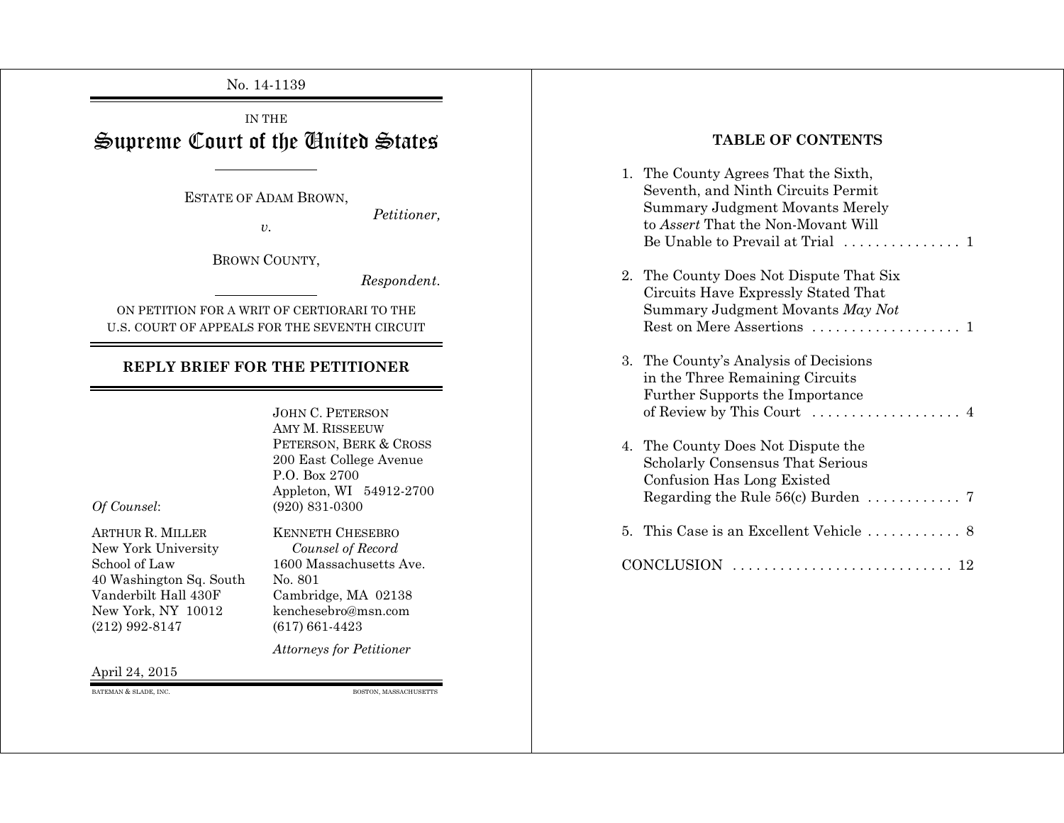No. 14-1139

IN THE

# Supreme Court of the United States

ESTATE OF ADAM BROWN,

*Petitioner,*

*v.*

BROWN COUNTY,

*Respondent.*

ON PETITION FOR A WRIT OF CERTIORARI TO THE U.S. COURT OF APPEALS FOR THE SEVENTH CIRCUIT

## REPLY BRIEF FOR THE PETITIONER

JOHN C. PETERSON
AMY M. RISSEEUW
PETERSON, BERK & CROSS
200 East College Avenue
P.O. Box 2700
Appleton, WI 54912-2700
(920) 831-0300

*Of Counsel*:

ARTHUR R. MILLER
New York University
School of Law
40 Washington Sq. South
Vanderbilt Hall 430F
New York, NY 10012
(212) 992-8147

KENNETH CHESEBRO
*Counsel of Record*
1600 Massachusetts Ave.
No. 801
Cambridge, MA 02138
kenchesebro@msn.com
(617) 661-4423

*Attorneys for Petitioner*

April 24, 2015

BATEMAN & SLADE, INC. BOSTON, MASSACHUSETTS

## TABLE OF CONTENTS

1. The County Agrees That the Sixth, Seventh, and Ninth Circuits Permit Summary Judgment Movants Merely to *Assert* That the Non-Movant Will Be Unable to Prevail at Trial . . . . . . . . . . . . . . . 1

2. The County Does Not Dispute That Six Circuits Have Expressly Stated That Summary Judgment Movants *May Not* Rest on Mere Assertions . . . . . . . . . . . . . . . . . . . 1

3. The County's Analysis of Decisions in the Three Remaining Circuits Further Supports the Importance of Review by This Court . . . . . . . . . . . . . . . . . . . 4

4. The County Does Not Dispute the Scholarly Consensus That Serious Confusion Has Long Existed Regarding the Rule 56(c) Burden . . . . . . . . . . . . 7

5. This Case is an Excellent Vehicle . . . . . . . . . . . . 8

CONCLUSION . . . . . . . . . . . . . . . . . . . . . . . . . . . . 12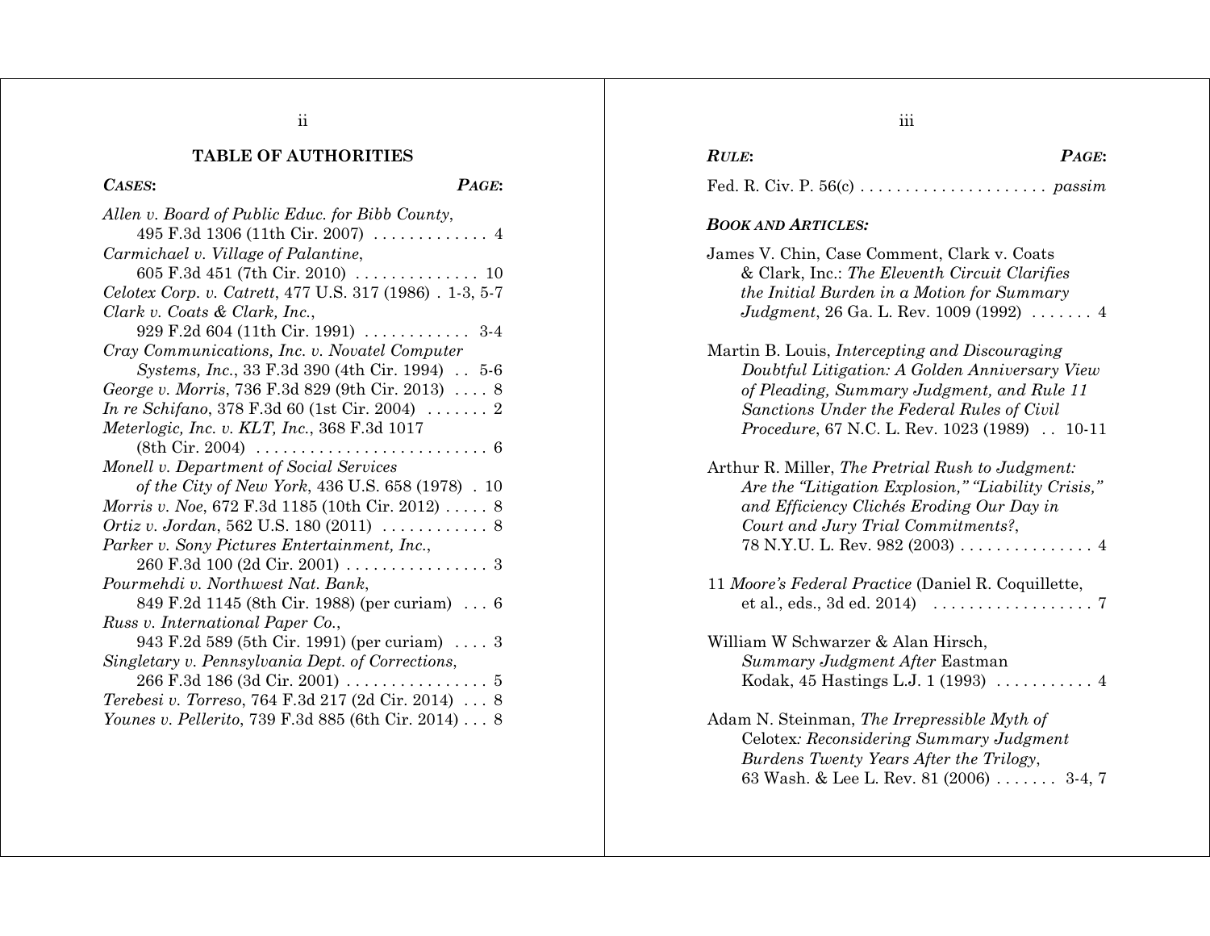## TABLE OF AUTHORITIES

***CASES:*** ***PAGE:***

*Allen v. Board of Public Educ. for Bibb County*, 495 F.3d 1306 (11th Cir. 2007) . . . . . . . . . . . . . 4

*Carmichael v. Village of Palantine*, 605 F.3d 451 (7th Cir. 2010) . . . . . . . . . . . . . . 10

*Celotex Corp. v. Catrett*, 477 U.S. 317 (1986) . 1-3, 5-7

*Clark v. Coats & Clark, Inc.*, 929 F.2d 604 (11th Cir. 1991) . . . . . . . . . . . . 3-4

*Cray Communications, Inc. v. Novatel Computer Systems, Inc.*, 33 F.3d 390 (4th Cir. 1994) . . 5-6

*George v. Morris*, 736 F.3d 829 (9th Cir. 2013) . . . . 8

*In re Schifano*, 378 F.3d 60 (1st Cir. 2004) . . . . . . . 2

*Meterlogic, Inc. v. KLT, Inc.*, 368 F.3d 1017 (8th Cir. 2004) . . . . . . . . . . . . . . . . . . . . . . . . . . 6

*Monell v. Department of Social Services of the City of New York*, 436 U.S. 658 (1978) . 10

*Morris v. Noe*, 672 F.3d 1185 (10th Cir. 2012) . . . . . 8

*Ortiz v. Jordan*, 562 U.S. 180 (2011) . . . . . . . . . . . . 8

*Parker v. Sony Pictures Entertainment, Inc.*, 260 F.3d 100 (2d Cir. 2001) . . . . . . . . . . . . . . . . 3

*Pourmehdi v. Northwest Nat. Bank*, 849 F.2d 1145 (8th Cir. 1988) (per curiam) . . . 6

*Russ v. International Paper Co.*, 943 F.2d 589 (5th Cir. 1991) (per curiam) . . . . 3

*Singletary v. Pennsylvania Dept. of Corrections*, 266 F.3d 186 (3d Cir. 2001) . . . . . . . . . . . . . . . . 5

*Terebesi v. Torreso*, 764 F.3d 217 (2d Cir. 2014) . . . 8

*Younes v. Pellerito*, 739 F.3d 885 (6th Cir. 2014) . . . 8

***RULE:*** ***PAGE:***

Fed. R. Civ. P. 56(c) . . . . . . . . . . . . . . . . . . . . . *passim*

***BOOK AND ARTICLES:***

James V. Chin, Case Comment, Clark v. Coats & Clark, Inc.: *The Eleventh Circuit Clarifies the Initial Burden in a Motion for Summary Judgment*, 26 Ga. L. Rev. 1009 (1992) . . . . . . . 4

Martin B. Louis, *Intercepting and Discouraging Doubtful Litigation: A Golden Anniversary View of Pleading, Summary Judgment, and Rule 11 Sanctions Under the Federal Rules of Civil Procedure*, 67 N.C. L. Rev. 1023 (1989) . . 10-11

Arthur R. Miller, *The Pretrial Rush to Judgment: Are the "Litigation Explosion," "Liability Crisis," and Efficiency Clichés Eroding Our Day in Court and Jury Trial Commitments?*, 78 N.Y.U. L. Rev. 982 (2003) . . . . . . . . . . . . . . . 4

11 *Moore's Federal Practice* (Daniel R. Coquillette, et al., eds., 3d ed. 2014) . . . . . . . . . . . . . . . . . . 7

William W Schwarzer & Alan Hirsch, *Summary Judgment After* Eastman Kodak, 45 Hastings L.J. 1 (1993) . . . . . . . . . . . 4

Adam N. Steinman, *The Irrepressible Myth of* Celotex*: Reconsidering Summary Judgment Burdens Twenty Years After the Trilogy*, 63 Wash. & Lee L. Rev. 81 (2006) . . . . . . . 3-4, 7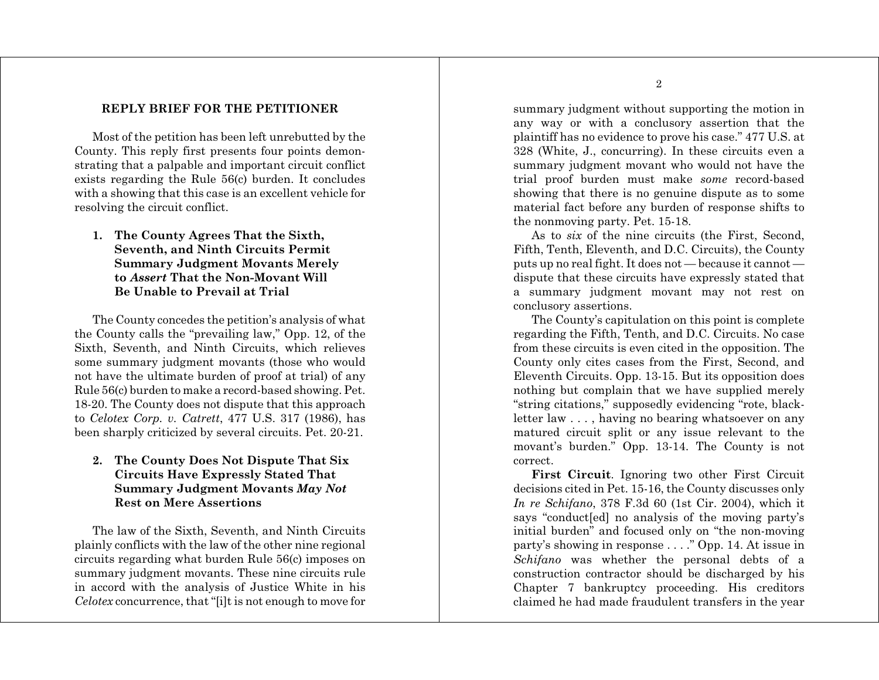## REPLY BRIEF FOR THE PETITIONER

Most of the petition has been left unrebutted by the County. This reply first presents four points demonstrating that a palpable and important circuit conflict exists regarding the Rule 56(c) burden. It concludes with a showing that this case is an excellent vehicle for resolving the circuit conflict.

### 1. The County Agrees That the Sixth, Seventh, and Ninth Circuits Permit Summary Judgment Movants Merely to *Assert* That the Non-Movant Will Be Unable to Prevail at Trial

The County concedes the petition's analysis of what the County calls the "prevailing law," Opp. 12, of the Sixth, Seventh, and Ninth Circuits, which relieves some summary judgment movants (those who would not have the ultimate burden of proof at trial) of any Rule 56(c) burden to make a record-based showing. Pet. 18-20. The County does not dispute that this approach to *Celotex Corp. v. Catrett*, 477 U.S. 317 (1986), has been sharply criticized by several circuits. Pet. 20-21.

### 2. The County Does Not Dispute That Six Circuits Have Expressly Stated That Summary Judgment Movants *May Not* Rest on Mere Assertions

The law of the Sixth, Seventh, and Ninth Circuits plainly conflicts with the law of the other nine regional circuits regarding what burden Rule 56(c) imposes on summary judgment movants. These nine circuits rule in accord with the analysis of Justice White in his *Celotex* concurrence, that "[i]t is not enough to move for summary judgment without supporting the motion in any way or with a conclusory assertion that the plaintiff has no evidence to prove his case." 477 U.S. at 328 (White, J., concurring). In these circuits even a summary judgment movant who would not have the trial proof burden must make *some* record-based showing that there is no genuine dispute as to some material fact before any burden of response shifts to the nonmoving party. Pet. 15-18.

As to *six* of the nine circuits (the First, Second, Fifth, Tenth, Eleventh, and D.C. Circuits), the County puts up no real fight. It does not — because it cannot — dispute that these circuits have expressly stated that a summary judgment movant may not rest on conclusory assertions.

The County's capitulation on this point is complete regarding the Fifth, Tenth, and D.C. Circuits. No case from these circuits is even cited in the opposition. The County only cites cases from the First, Second, and Eleventh Circuits. Opp. 13-15. But its opposition does nothing but complain that we have supplied merely "string citations," supposedly evidencing "rote, black-letter law . . . , having no bearing whatsoever on any matured circuit split or any issue relevant to the movant's burden." Opp. 13-14. The County is not correct.

**First Circuit**. Ignoring two other First Circuit decisions cited in Pet. 15-16, the County discusses only *In re Schifano*, 378 F.3d 60 (1st Cir. 2004), which it says "conduct[ed] no analysis of the moving party's initial burden" and focused only on "the non-moving party's showing in response . . . ." Opp. 14. At issue in *Schifano* was whether the personal debts of a construction contractor should be discharged by his Chapter 7 bankruptcy proceeding. His creditors claimed he had made fraudulent transfers in the year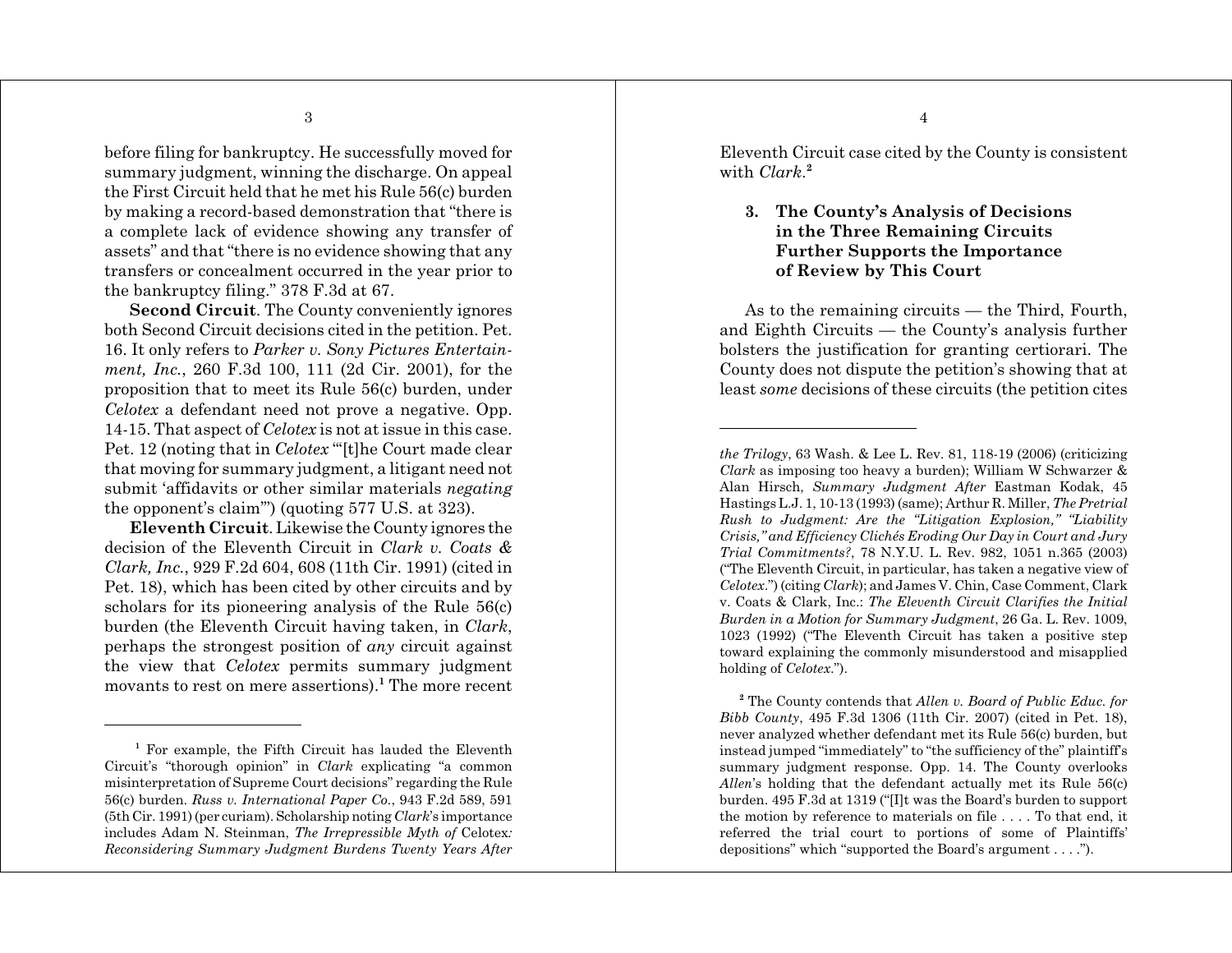before filing for bankruptcy. He successfully moved for summary judgment, winning the discharge. On appeal the First Circuit held that he met his Rule 56(c) burden by making a record-based demonstration that "there is a complete lack of evidence showing any transfer of assets" and that "there is no evidence showing that any transfers or concealment occurred in the year prior to the bankruptcy filing." 378 F.3d at 67.

**Second Circuit**. The County conveniently ignores both Second Circuit decisions cited in the petition. Pet. 16. It only refers to *Parker v. Sony Pictures Entertainment, Inc.*, 260 F.3d 100, 111 (2d Cir. 2001), for the proposition that to meet its Rule 56(c) burden, under *Celotex* a defendant need not prove a negative. Opp. 14-15. That aspect of *Celotex* is not at issue in this case. Pet. 12 (noting that in *Celotex* "'[t]he Court made clear that moving for summary judgment, a litigant need not submit 'affidavits or other similar materials *negating* the opponent's claim'") (quoting 577 U.S. at 323).

**Eleventh Circuit**. Likewise the County ignores the decision of the Eleventh Circuit in *Clark v. Coats & Clark, Inc.*, 929 F.2d 604, 608 (11th Cir. 1991) (cited in Pet. 18), which has been cited by other circuits and by scholars for its pioneering analysis of the Rule 56(c) burden (the Eleventh Circuit having taken, in *Clark*, perhaps the strongest position of *any* circuit against the view that *Celotex* permits summary judgment movants to rest on mere assertions).[1] The more recent Eleventh Circuit case cited by the County is consistent with *Clark*.[2]

### 3. The County's Analysis of Decisions in the Three Remaining Circuits Further Supports the Importance of Review by This Court

As to the remaining circuits — the Third, Fourth, and Eighth Circuits — the County's analysis further bolsters the justification for granting certiorari. The County does not dispute the petition's showing that at least *some* decisions of these circuits (the petition cites

---

[1] For example, the Fifth Circuit has lauded the Eleventh Circuit's "thorough opinion" in *Clark* explicating "a common misinterpretation of Supreme Court decisions" regarding the Rule 56(c) burden. *Russ v. International Paper Co.*, 943 F.2d 589, 591 (5th Cir. 1991) (per curiam). Scholarship noting *Clark*'s importance includes Adam N. Steinman, *The Irrepressible Myth of* Celotex*: Reconsidering Summary Judgment Burdens Twenty Years After the Trilogy*, 63 Wash. & Lee L. Rev. 81, 118-19 (2006) (criticizing *Clark* as imposing too heavy a burden); William W Schwarzer & Alan Hirsch, *Summary Judgment After* Eastman Kodak, 45 Hastings L.J. 1, 10-13 (1993) (same); Arthur R. Miller, *The Pretrial Rush to Judgment: Are the "Litigation Explosion," "Liability Crisis," and Efficiency Clichés Eroding Our Day in Court and Jury Trial Commitments?*, 78 N.Y.U. L. Rev. 982, 1051 n.365 (2003) ("The Eleventh Circuit, in particular, has taken a negative view of *Celotex*.") (citing *Clark*); and James V. Chin, Case Comment, Clark v. Coats & Clark, Inc.: *The Eleventh Circuit Clarifies the Initial Burden in a Motion for Summary Judgment*, 26 Ga. L. Rev. 1009, 1023 (1992) ("The Eleventh Circuit has taken a positive step toward explaining the commonly misunderstood and misapplied holding of *Celotex*.").

[2] The County contends that *Allen v. Board of Public Educ. for Bibb County*, 495 F.3d 1306 (11th Cir. 2007) (cited in Pet. 18), never analyzed whether defendant met its Rule 56(c) burden, but instead jumped "immediately" to "the sufficiency of the" plaintiff's summary judgment response. Opp. 14. The County overlooks *Allen*'s holding that the defendant actually met its Rule 56(c) burden. 495 F.3d at 1319 ("[I]t was the Board's burden to support the motion by reference to materials on file . . . . To that end, it referred the trial court to portions of some of Plaintiffs' depositions" which "supported the Board's argument . . . .").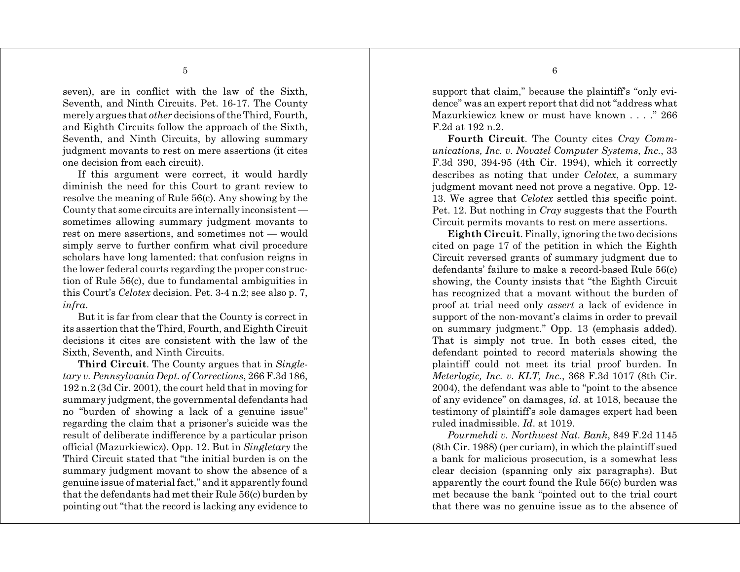seven), are in conflict with the law of the Sixth, Seventh, and Ninth Circuits. Pet. 16-17. The County merely argues that *other* decisions of the Third, Fourth, and Eighth Circuits follow the approach of the Sixth, Seventh, and Ninth Circuits, by allowing summary judgment movants to rest on mere assertions (it cites one decision from each circuit).

If this argument were correct, it would hardly diminish the need for this Court to grant review to resolve the meaning of Rule 56(c). Any showing by the County that some circuits are internally inconsistent — sometimes allowing summary judgment movants to rest on mere assertions, and sometimes not — would simply serve to further confirm what civil procedure scholars have long lamented: that confusion reigns in the lower federal courts regarding the proper construction of Rule 56(c), due to fundamental ambiguities in this Court's *Celotex* decision. Pet. 3-4 n.2; see also p. 7, *infra*.

But it is far from clear that the County is correct in its assertion that the Third, Fourth, and Eighth Circuit decisions it cites are consistent with the law of the Sixth, Seventh, and Ninth Circuits.

**Third Circuit**. The County argues that in *Singletary v. Pennsylvania Dept. of Corrections*, 266 F.3d 186, 192 n.2 (3d Cir. 2001), the court held that in moving for summary judgment, the governmental defendants had no "burden of showing a lack of a genuine issue" regarding the claim that a prisoner's suicide was the result of deliberate indifference by a particular prison official (Mazurkiewicz). Opp. 12. But in *Singletary* the Third Circuit stated that "the initial burden is on the summary judgment movant to show the absence of a genuine issue of material fact," and it apparently found that the defendants had met their Rule 56(c) burden by pointing out "that the record is lacking any evidence to support that claim," because the plaintiff's "only evidence" was an expert report that did not "address what Mazurkiewicz knew or must have known . . . ." 266 F.2d at 192 n.2.

**Fourth Circuit**. The County cites *Cray Communications, Inc. v. Novatel Computer Systems, Inc.*, 33 F.3d 390, 394-95 (4th Cir. 1994), which it correctly describes as noting that under *Celotex*, a summary judgment movant need not prove a negative. Opp. 12-13. We agree that *Celotex* settled this specific point. Pet. 12. But nothing in *Cray* suggests that the Fourth Circuit permits movants to rest on mere assertions.

**Eighth Circuit**. Finally, ignoring the two decisions cited on page 17 of the petition in which the Eighth Circuit reversed grants of summary judgment due to defendants' failure to make a record-based Rule 56(c) showing, the County insists that "the Eighth Circuit has recognized that a movant without the burden of proof at trial need only *assert* a lack of evidence in support of the non-movant's claims in order to prevail on summary judgment." Opp. 13 (emphasis added). That is simply not true. In both cases cited, the defendant pointed to record materials showing the plaintiff could not meet its trial proof burden. In *Meterlogic, Inc. v. KLT, Inc.*, 368 F.3d 1017 (8th Cir. 2004), the defendant was able to "point to the absence of any evidence" on damages, *id*. at 1018, because the testimony of plaintiff's sole damages expert had been ruled inadmissible. *Id*. at 1019.

*Pourmehdi v. Northwest Nat. Bank*, 849 F.2d 1145 (8th Cir. 1988) (per curiam), in which the plaintiff sued a bank for malicious prosecution, is a somewhat less clear decision (spanning only six paragraphs). But apparently the court found the Rule 56(c) burden was met because the bank "pointed out to the trial court that there was no genuine issue as to the absence of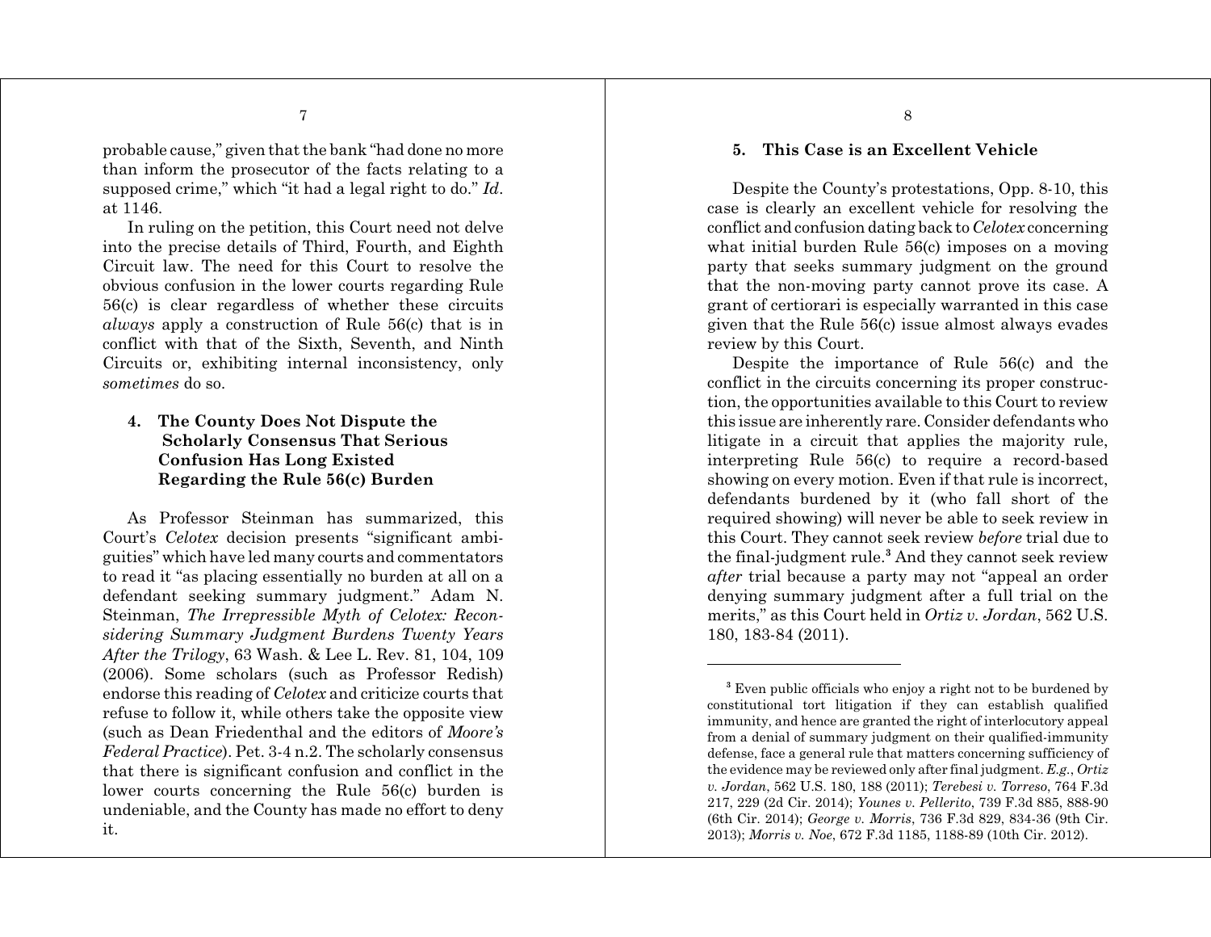probable cause," given that the bank "had done no more than inform the prosecutor of the facts relating to a supposed crime," which "it had a legal right to do." *Id*. at 1146.

In ruling on the petition, this Court need not delve into the precise details of Third, Fourth, and Eighth Circuit law. The need for this Court to resolve the obvious confusion in the lower courts regarding Rule 56(c) is clear regardless of whether these circuits *always* apply a construction of Rule 56(c) that is in conflict with that of the Sixth, Seventh, and Ninth Circuits or, exhibiting internal inconsistency, only *sometimes* do so.

### 4. The County Does Not Dispute the Scholarly Consensus That Serious Confusion Has Long Existed Regarding the Rule 56(c) Burden

As Professor Steinman has summarized, this Court's *Celotex* decision presents "significant ambiguities" which have led many courts and commentators to read it "as placing essentially no burden at all on a defendant seeking summary judgment." Adam N. Steinman, *The Irrepressible Myth of Celotex: Reconsidering Summary Judgment Burdens Twenty Years After the Trilogy*, 63 Wash. & Lee L. Rev. 81, 104, 109 (2006). Some scholars (such as Professor Redish) endorse this reading of *Celotex* and criticize courts that refuse to follow it, while others take the opposite view (such as Dean Friedenthal and the editors of *Moore's Federal Practice*). Pet. 3-4 n.2. The scholarly consensus that there is significant confusion and conflict in the lower courts concerning the Rule 56(c) burden is undeniable, and the County has made no effort to deny it.

### 5. This Case is an Excellent Vehicle

Despite the County's protestations, Opp. 8-10, this case is clearly an excellent vehicle for resolving the conflict and confusion dating back to *Celotex* concerning what initial burden Rule 56(c) imposes on a moving party that seeks summary judgment on the ground that the non-moving party cannot prove its case. A grant of certiorari is especially warranted in this case given that the Rule 56(c) issue almost always evades review by this Court.

Despite the importance of Rule 56(c) and the conflict in the circuits concerning its proper construction, the opportunities available to this Court to review this issue are inherently rare. Consider defendants who litigate in a circuit that applies the majority rule, interpreting Rule 56(c) to require a record-based showing on every motion. Even if that rule is incorrect, defendants burdened by it (who fall short of the required showing) will never be able to seek review in this Court. They cannot seek review *before* trial due to the final-judgment rule.[3] And they cannot seek review *after* trial because a party may not "appeal an order denying summary judgment after a full trial on the merits," as this Court held in *Ortiz v. Jordan*, 562 U.S. 180, 183-84 (2011).

---

[3] Even public officials who enjoy a right not to be burdened by constitutional tort litigation if they can establish qualified immunity, and hence are granted the right of interlocutory appeal from a denial of summary judgment on their qualified-immunity defense, face a general rule that matters concerning sufficiency of the evidence may be reviewed only after final judgment. *E.g.*, *Ortiz v. Jordan*, 562 U.S. 180, 188 (2011); *Terebesi v. Torreso*, 764 F.3d 217, 229 (2d Cir. 2014); *Younes v. Pellerito*, 739 F.3d 885, 888-90 (6th Cir. 2014); *George v. Morris*, 736 F.3d 829, 834-36 (9th Cir. 2013); *Morris v. Noe*, 672 F.3d 1185, 1188-89 (10th Cir. 2012).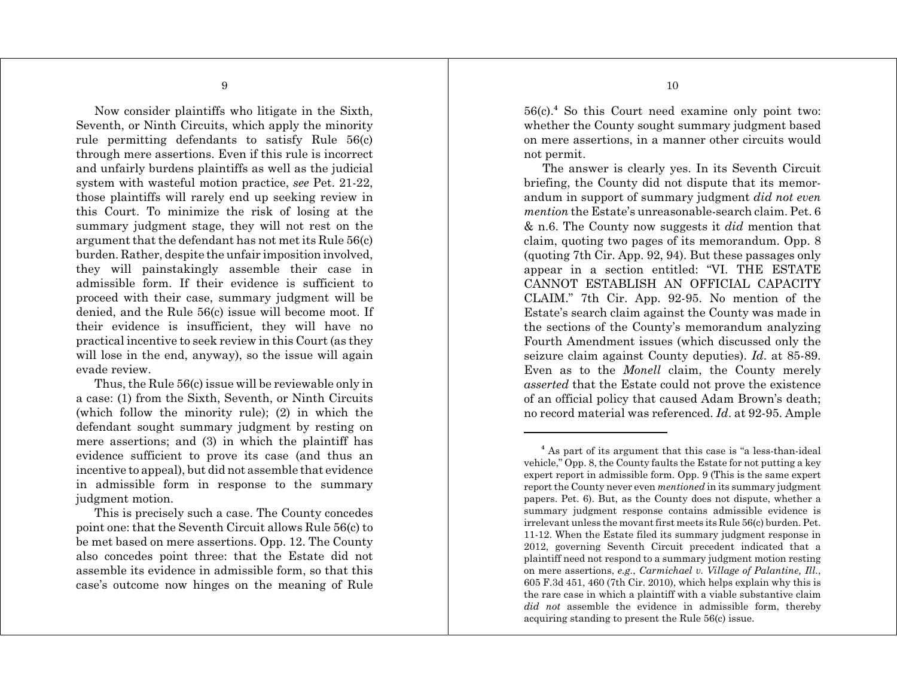Now consider plaintiffs who litigate in the Sixth, Seventh, or Ninth Circuits, which apply the minority rule permitting defendants to satisfy Rule 56(c) through mere assertions. Even if this rule is incorrect and unfairly burdens plaintiffs as well as the judicial system with wasteful motion practice, *see* Pet. 21-22, those plaintiffs will rarely end up seeking review in this Court. To minimize the risk of losing at the summary judgment stage, they will not rest on the argument that the defendant has not met its Rule 56(c) burden. Rather, despite the unfair imposition involved, they will painstakingly assemble their case in admissible form. If their evidence is sufficient to proceed with their case, summary judgment will be denied, and the Rule 56(c) issue will become moot. If their evidence is insufficient, they will have no practical incentive to seek review in this Court (as they will lose in the end, anyway), so the issue will again evade review.

Thus, the Rule 56(c) issue will be reviewable only in a case: (1) from the Sixth, Seventh, or Ninth Circuits (which follow the minority rule); (2) in which the defendant sought summary judgment by resting on mere assertions; and (3) in which the plaintiff has evidence sufficient to prove its case (and thus an incentive to appeal), but did not assemble that evidence in admissible form in response to the summary judgment motion.

This is precisely such a case. The County concedes point one: that the Seventh Circuit allows Rule 56(c) to be met based on mere assertions. Opp. 12. The County also concedes point three: that the Estate did not assemble its evidence in admissible form, so that this case's outcome now hinges on the meaning of Rule 56(c).[4] So this Court need examine only point two: whether the County sought summary judgment based on mere assertions, in a manner other circuits would not permit.

The answer is clearly yes. In its Seventh Circuit briefing, the County did not dispute that its memorandum in support of summary judgment *did not even mention* the Estate's unreasonable-search claim. Pet. 6 & n.6. The County now suggests it *did* mention that claim, quoting two pages of its memorandum. Opp. 8 (quoting 7th Cir. App. 92, 94). But these passages only appear in a section entitled: "VI. THE ESTATE CANNOT ESTABLISH AN OFFICIAL CAPACITY CLAIM." 7th Cir. App. 92-95. No mention of the Estate's search claim against the County was made in the sections of the County's memorandum analyzing Fourth Amendment issues (which discussed only the seizure claim against County deputies). *Id*. at 85-89. Even as to the *Monell* claim, the County merely *asserted* that the Estate could not prove the existence of an official policy that caused Adam Brown's death; no record material was referenced. *Id*. at 92-95. Ample

---

[4] As part of its argument that this case is "a less-than-ideal vehicle," Opp. 8, the County faults the Estate for not putting a key expert report in admissible form. Opp. 9 (This is the same expert report the County never even *mentioned* in its summary judgment papers. Pet. 6). But, as the County does not dispute, whether a summary judgment response contains admissible evidence is irrelevant unless the movant first meets its Rule 56(c) burden. Pet. 11-12. When the Estate filed its summary judgment response in 2012, governing Seventh Circuit precedent indicated that a plaintiff need not respond to a summary judgment motion resting on mere assertions, *e.g.*, *Carmichael v. Village of Palantine, Ill.*, 605 F.3d 451, 460 (7th Cir. 2010), which helps explain why this is the rare case in which a plaintiff with a viable substantive claim *did not* assemble the evidence in admissible form, thereby acquiring standing to present the Rule 56(c) issue.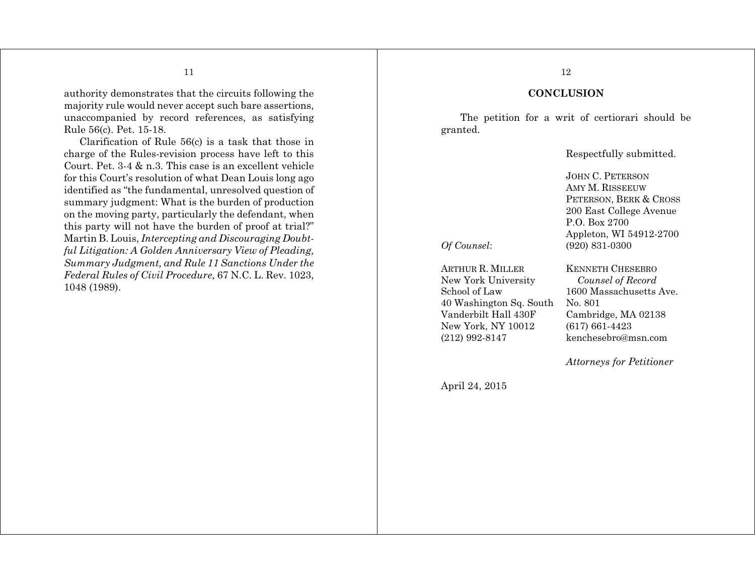authority demonstrates that the circuits following the majority rule would never accept such bare assertions, unaccompanied by record references, as satisfying Rule 56(c). Pet. 15-18.

Clarification of Rule 56(c) is a task that those in charge of the Rules-revision process have left to this Court. Pet. 3-4 & n.3. This case is an excellent vehicle for this Court's resolution of what Dean Louis long ago identified as "the fundamental, unresolved question of summary judgment: What is the burden of production on the moving party, particularly the defendant, when this party will not have the burden of proof at trial?" Martin B. Louis, *Intercepting and Discouraging Doubtful Litigation: A Golden Anniversary View of Pleading, Summary Judgment, and Rule 11 Sanctions Under the Federal Rules of Civil Procedure*, 67 N.C. L. Rev. 1023, 1048 (1989).

## CONCLUSION

The petition for a writ of certiorari should be granted.

Respectfully submitted.

JOHN C. PETERSON
AMY M. RISSEEUW
PETERSON, BERK & CROSS
200 East College Avenue
P.O. Box 2700
Appleton, WI 54912-2700
(920) 831-0300

KENNETH CHESEBRO
*Counsel of Record*
1600 Massachusetts Ave.
No. 801
Cambridge, MA 02138
(617) 661-4423
kenchesebro@msn.com

*Attorneys for Petitioner*

*Of Counsel*:

ARTHUR R. MILLER
New York University
School of Law
40 Washington Sq. South
Vanderbilt Hall 430F
New York, NY 10012
(212) 992-8147

April 24, 2015